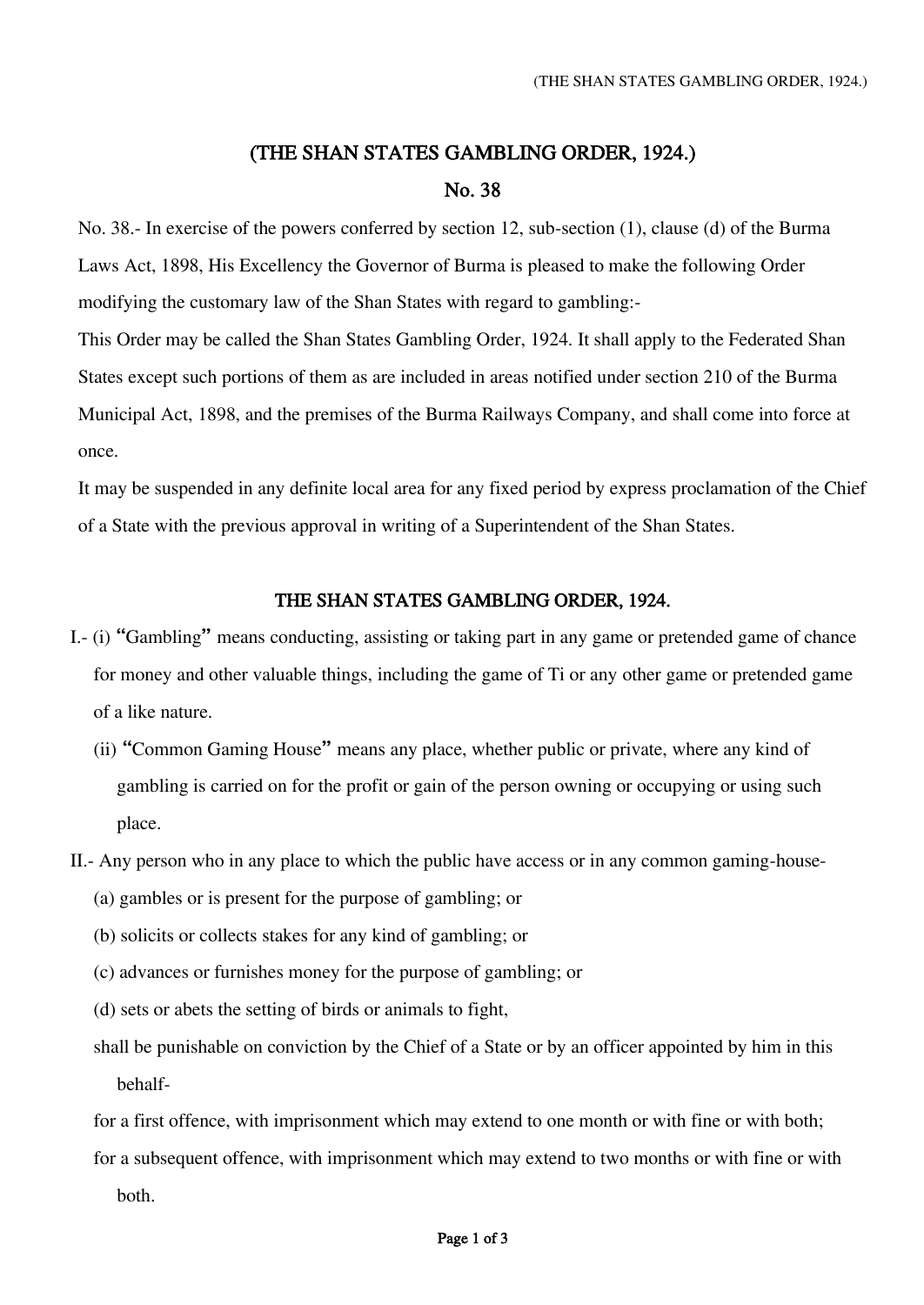# (THE SHAN STATES GAMBLING ORDER, 1924.)

## No. 38

No. 38.- In exercise of the powers conferred by section 12, sub-section (1), clause (d) of the Burma Laws Act, 1898, His Excellency the Governor of Burma is pleased to make the following Order modifying the customary law of the Shan States with regard to gambling:-

This Order may be called the Shan States Gambling Order, 1924. It shall apply to the Federated Shan States except such portions of them as are included in areas notified under section 210 of the Burma Municipal Act, 1898, and the premises of the Burma Railways Company, and shall come into force at once.

It may be suspended in any definite local area for any fixed period by express proclamation of the Chief of a State with the previous approval in writing of a Superintendent of the Shan States.

## THE SHAN STATES GAMBLING ORDER, 1924.

I.- (i) "Gambling" means conducting, assisting or taking part in any game or pretended game of chance for money and other valuable things, including the game of Ti or any other game or pretended game of a like nature.

(ii) "Common Gaming House" means any place, whether public or private, where any kind of gambling is carried on for the profit or gain of the person owning or occupying or using such place.

II.- Any person who in any place to which the public have access or in any common gaming-house-

(a) gambles or is present for the purpose of gambling; or

(b) solicits or collects stakes for any kind of gambling; or

(c) advances or furnishes money for the purpose of gambling; or

(d) sets or abets the setting of birds or animals to fight,

shall be punishable on conviction by the Chief of a State or by an officer appointed by him in this behalf-

for a first offence, with imprisonment which may extend to one month or with fine or with both;

for a subsequent offence, with imprisonment which may extend to two months or with fine or with both.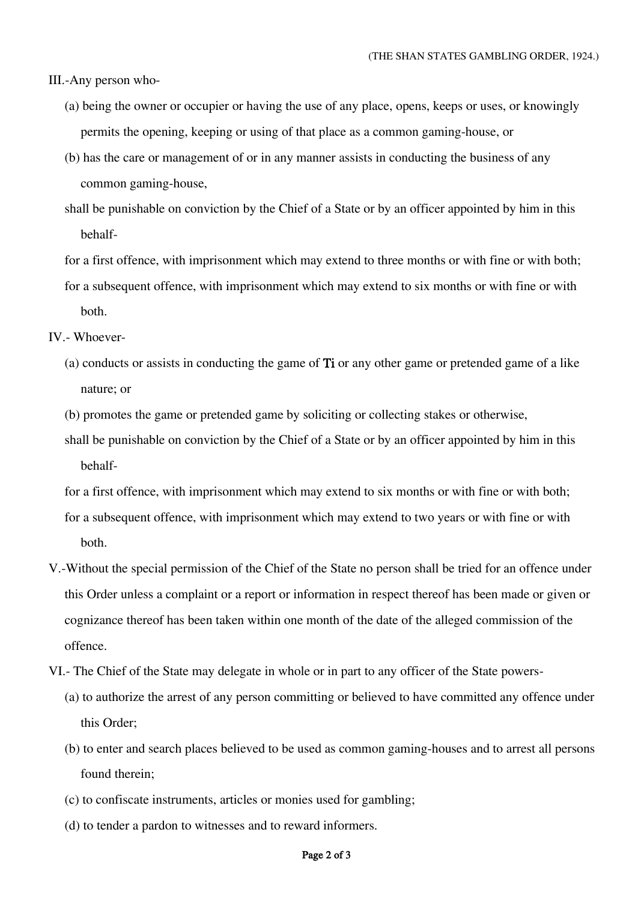III.-Any person who-

(a) being the owner or occupier or having the use of any place, opens, keeps or uses, or knowingly permits the opening, keeping or using of that place as a common gaming-house, or

(b) has the care or management of or in any manner assists in conducting the business of any common gaming-house,

shall be punishable on conviction by the Chief of a State or by an officer appointed by him in this behalf-

for a first offence, with imprisonment which may extend to three months or with fine or with both;

for a subsequent offence, with imprisonment which may extend to six months or with fine or with both.

IV.- Whoever-

(a) conducts or assists in conducting the game of **Ti** or any other game or pretended game of a like nature; or

(b) promotes the game or pretended game by soliciting or collecting stakes or otherwise,

shall be punishable on conviction by the Chief of a State or by an officer appointed by him in this behalf-

for a first offence, with imprisonment which may extend to six months or with fine or with both;

for a subsequent offence, with imprisonment which may extend to two years or with fine or with both.

V.-Without the special permission of the Chief of the State no person shall be tried for an offence under this Order unless a complaint or a report or information in respect thereof has been made or given or cognizance thereof has been taken within one month of the date of the alleged commission of the offence.

VI.- The Chief of the State may delegate in whole or in part to any officer of the State powers-

(a) to authorize the arrest of any person committing or believed to have committed any offence under this Order;

(b) to enter and search places believed to be used as common gaming-houses and to arrest all persons found therein;

(c) to confiscate instruments, articles or monies used for gambling;

(d) to tender a pardon to witnesses and to reward informers.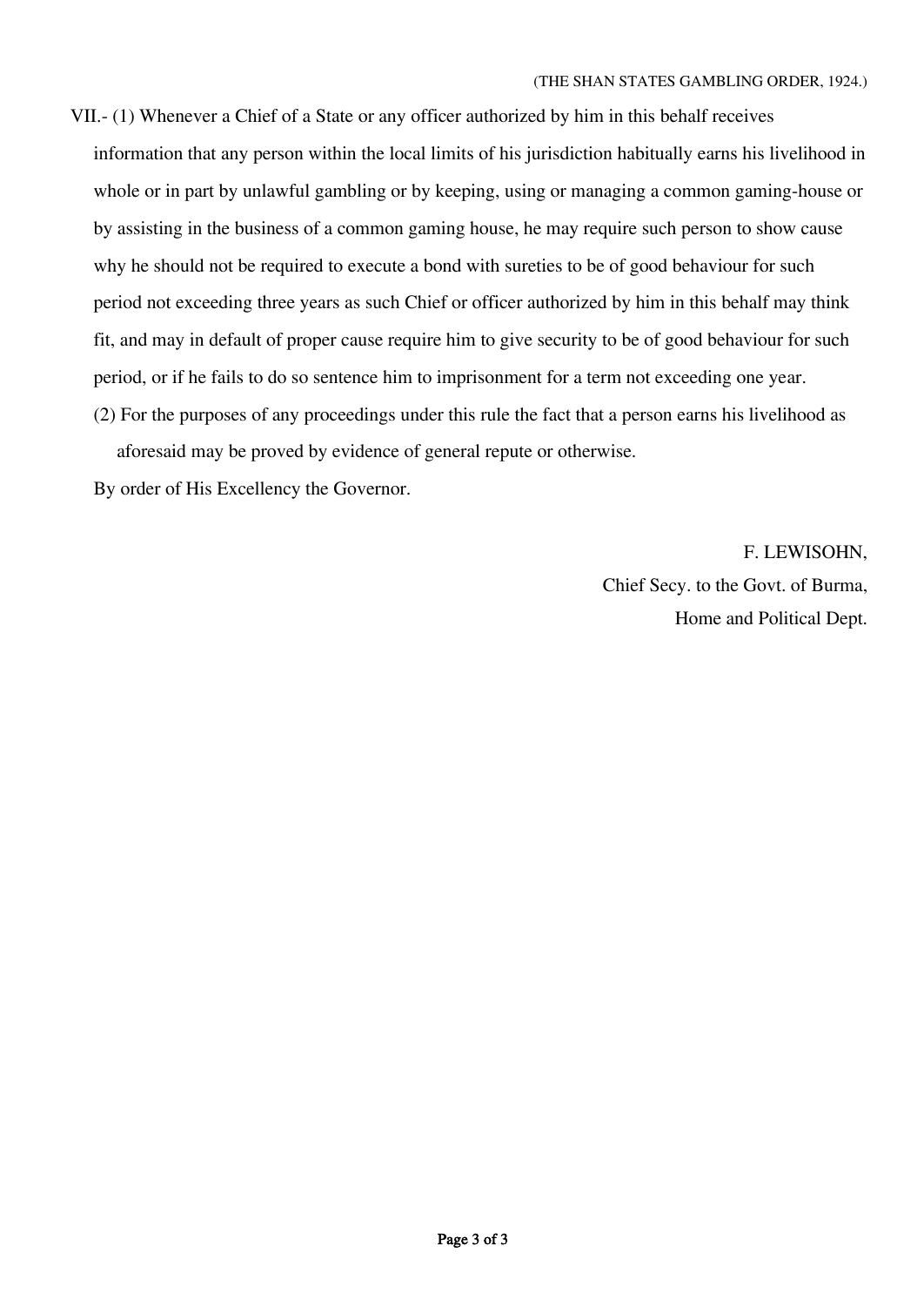VII.- (1) Whenever a Chief of a State or any officer authorized by him in this behalf receives information that any person within the local limits of his jurisdiction habitually earns his livelihood in whole or in part by unlawful gambling or by keeping, using or managing a common gaming-house or by assisting in the business of a common gaming house, he may require such person to show cause why he should not be required to execute a bond with sureties to be of good behaviour for such period not exceeding three years as such Chief or officer authorized by him in this behalf may think fit, and may in default of proper cause require him to give security to be of good behaviour for such period, or if he fails to do so sentence him to imprisonment for a term not exceeding one year.

(2) For the purposes of any proceedings under this rule the fact that a person earns his livelihood as aforesaid may be proved by evidence of general repute or otherwise.

By order of His Excellency the Governor.

F. LEWISOHN,
Chief Secy. to the Govt. of Burma,
Home and Political Dept.